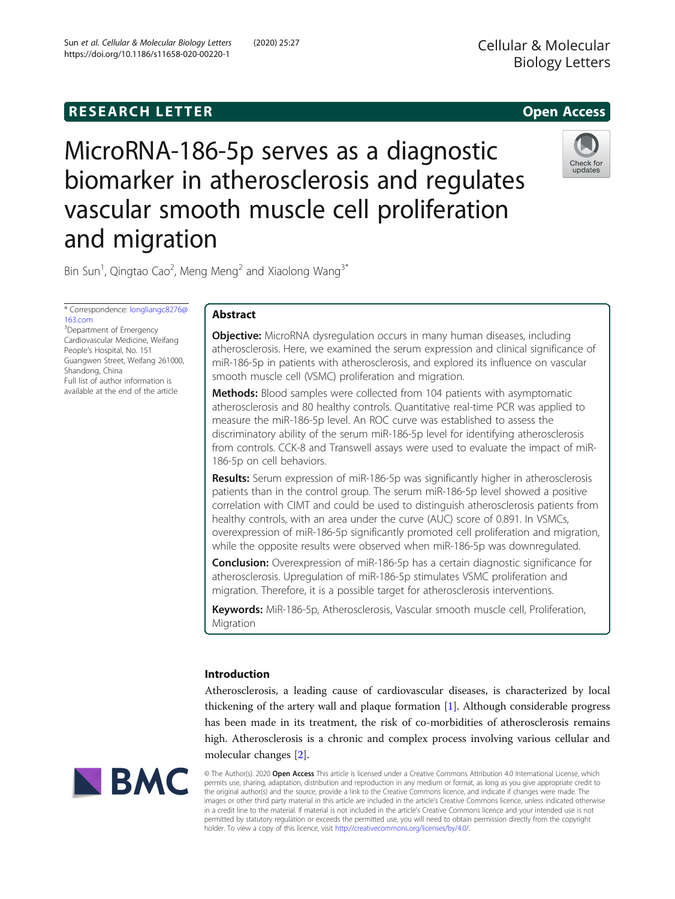RESEARCH LETTER

Open Access

# MicroRNA-186-5p serves as a diagnostic biomarker in atherosclerosis and regulates vascular smooth muscle cell proliferation and migration

Bin Sun[1], Qingtao Cao[2], Meng Meng[2] and Xiaolong Wang[3*]

\* Correspondence: longliangc8276@163.com

[3]Department of Emergency Cardiovascular Medicine, Weifang People's Hospital, No. 151 Guangwen Street, Weifang 261000, Shandong, China

Full list of author information is available at the end of the article

## Abstract

**Objective:** MicroRNA dysregulation occurs in many human diseases, including atherosclerosis. Here, we examined the serum expression and clinical significance of miR-186-5p in patients with atherosclerosis, and explored its influence on vascular smooth muscle cell (VSMC) proliferation and migration.

**Methods:** Blood samples were collected from 104 patients with asymptomatic atherosclerosis and 80 healthy controls. Quantitative real-time PCR was applied to measure the miR-186-5p level. An ROC curve was established to assess the discriminatory ability of the serum miR-186-5p level for identifying atherosclerosis from controls. CCK-8 and Transwell assays were used to evaluate the impact of miR-186-5p on cell behaviors.

**Results:** Serum expression of miR-186-5p was significantly higher in atherosclerosis patients than in the control group. The serum miR-186-5p level showed a positive correlation with CIMT and could be used to distinguish atherosclerosis patients from healthy controls, with an area under the curve (AUC) score of 0.891. In VSMCs, overexpression of miR-186-5p significantly promoted cell proliferation and migration, while the opposite results were observed when miR-186-5p was downregulated.

**Conclusion:** Overexpression of miR-186-5p has a certain diagnostic significance for atherosclerosis. Upregulation of miR-186-5p stimulates VSMC proliferation and migration. Therefore, it is a possible target for atherosclerosis interventions.

**Keywords:** MiR-186-5p, Atherosclerosis, Vascular smooth muscle cell, Proliferation, Migration

## Introduction

Atherosclerosis, a leading cause of cardiovascular diseases, is characterized by local thickening of the artery wall and plaque formation [1]. Although considerable progress has been made in its treatment, the risk of co-morbidities of atherosclerosis remains high. Atherosclerosis is a chronic and complex process involving various cellular and molecular changes [2].

© The Author(s). 2020 **Open Access** This article is licensed under a Creative Commons Attribution 4.0 International License, which permits use, sharing, adaptation, distribution and reproduction in any medium or format, as long as you give appropriate credit to the original author(s) and the source, provide a link to the Creative Commons licence, and indicate if changes were made. The images or other third party material in this article are included in the article's Creative Commons licence, unless indicated otherwise in a credit line to the material. If material is not included in the article's Creative Commons licence and your intended use is not permitted by statutory regulation or exceeds the permitted use, you will need to obtain permission directly from the copyright holder. To view a copy of this licence, visit http://creativecommons.org/licenses/by/4.0/.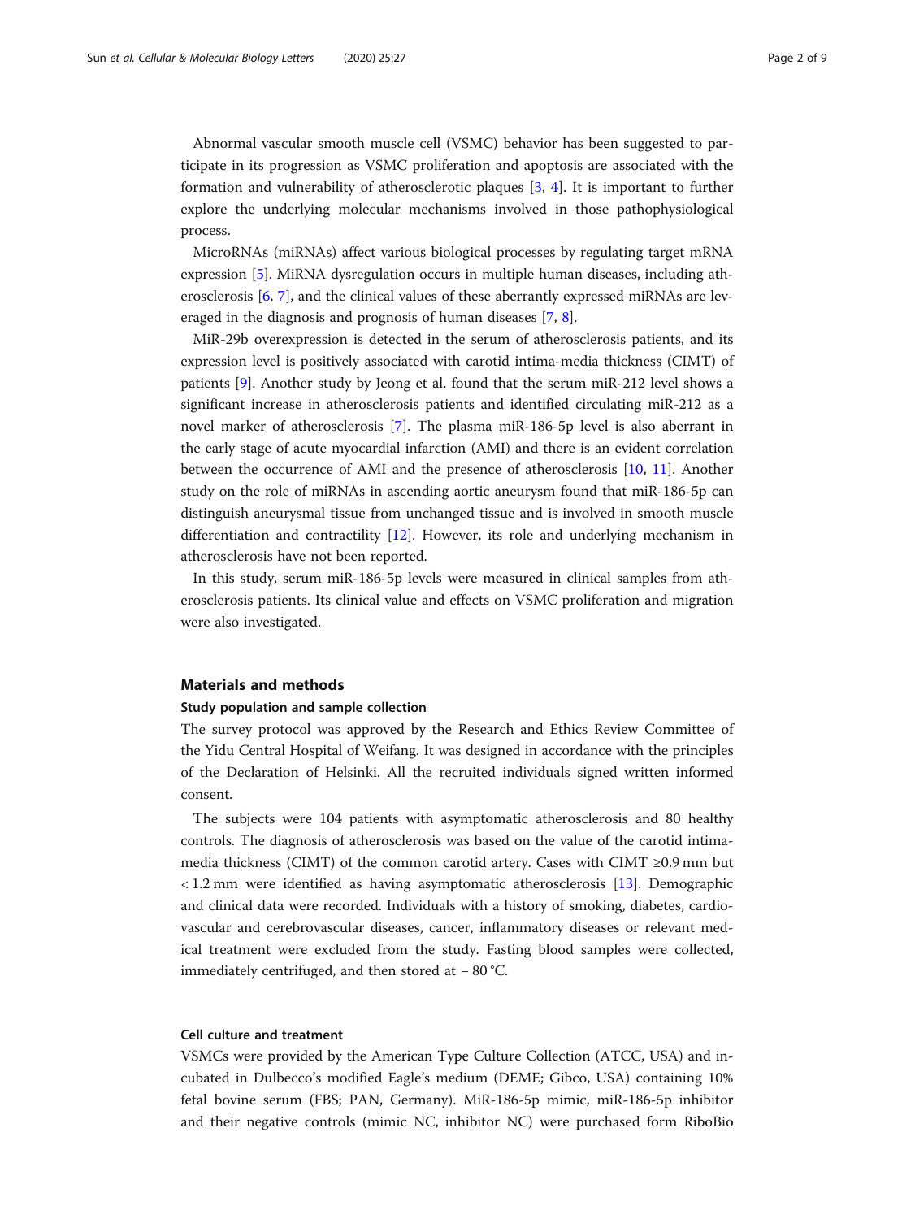Abnormal vascular smooth muscle cell (VSMC) behavior has been suggested to participate in its progression as VSMC proliferation and apoptosis are associated with the formation and vulnerability of atherosclerotic plaques [3, 4]. It is important to further explore the underlying molecular mechanisms involved in those pathophysiological process.

MicroRNAs (miRNAs) affect various biological processes by regulating target mRNA expression [5]. MiRNA dysregulation occurs in multiple human diseases, including atherosclerosis [6, 7], and the clinical values of these aberrantly expressed miRNAs are leveraged in the diagnosis and prognosis of human diseases [7, 8].

MiR-29b overexpression is detected in the serum of atherosclerosis patients, and its expression level is positively associated with carotid intima-media thickness (CIMT) of patients [9]. Another study by Jeong et al. found that the serum miR-212 level shows a significant increase in atherosclerosis patients and identified circulating miR-212 as a novel marker of atherosclerosis [7]. The plasma miR-186-5p level is also aberrant in the early stage of acute myocardial infarction (AMI) and there is an evident correlation between the occurrence of AMI and the presence of atherosclerosis [10, 11]. Another study on the role of miRNAs in ascending aortic aneurysm found that miR-186-5p can distinguish aneurysmal tissue from unchanged tissue and is involved in smooth muscle differentiation and contractility [12]. However, its role and underlying mechanism in atherosclerosis have not been reported.

In this study, serum miR-186-5p levels were measured in clinical samples from atherosclerosis patients. Its clinical value and effects on VSMC proliferation and migration were also investigated.

## Materials and methods

### Study population and sample collection

The survey protocol was approved by the Research and Ethics Review Committee of the Yidu Central Hospital of Weifang. It was designed in accordance with the principles of the Declaration of Helsinki. All the recruited individuals signed written informed consent.

The subjects were 104 patients with asymptomatic atherosclerosis and 80 healthy controls. The diagnosis of atherosclerosis was based on the value of the carotid intima-media thickness (CIMT) of the common carotid artery. Cases with CIMT ≥0.9 mm but < 1.2 mm were identified as having asymptomatic atherosclerosis [13]. Demographic and clinical data were recorded. Individuals with a history of smoking, diabetes, cardiovascular and cerebrovascular diseases, cancer, inflammatory diseases or relevant medical treatment were excluded from the study. Fasting blood samples were collected, immediately centrifuged, and then stored at − 80 °C.

### Cell culture and treatment

VSMCs were provided by the American Type Culture Collection (ATCC, USA) and incubated in Dulbecco's modified Eagle's medium (DEME; Gibco, USA) containing 10% fetal bovine serum (FBS; PAN, Germany). MiR-186-5p mimic, miR-186-5p inhibitor and their negative controls (mimic NC, inhibitor NC) were purchased form RiboBio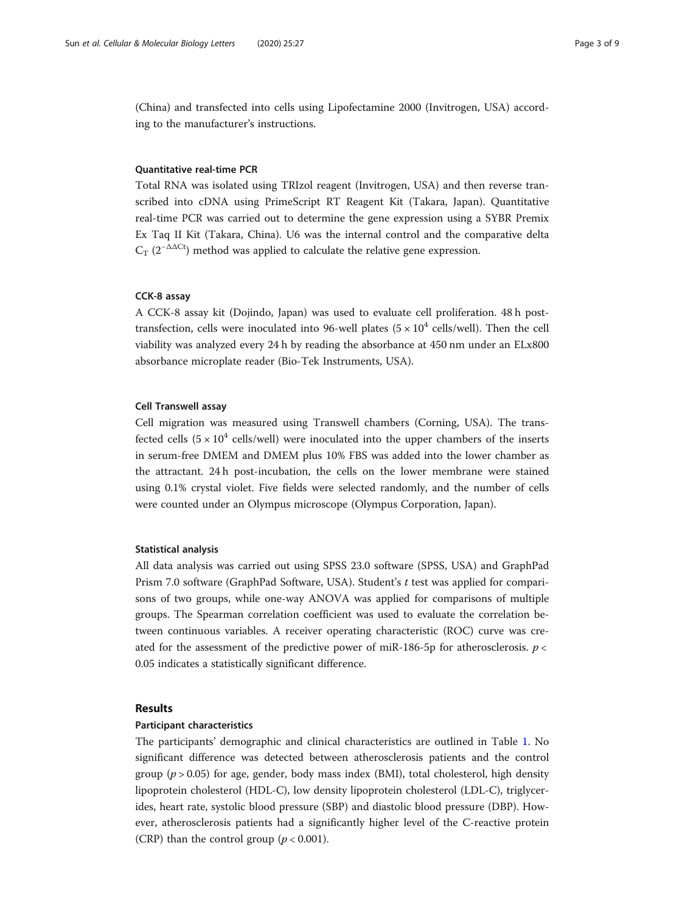(China) and transfected into cells using Lipofectamine 2000 (Invitrogen, USA) according to the manufacturer's instructions.

### Quantitative real-time PCR

Total RNA was isolated using TRIzol reagent (Invitrogen, USA) and then reverse transcribed into cDNA using PrimeScript RT Reagent Kit (Takara, Japan). Quantitative real-time PCR was carried out to determine the gene expression using a SYBR Premix Ex Taq II Kit (Takara, China). U6 was the internal control and the comparative delta $C_T$ ($2^{-\Delta\Delta Ct}$) method was applied to calculate the relative gene expression.

### CCK-8 assay

A CCK-8 assay kit (Dojindo, Japan) was used to evaluate cell proliferation. 48 h post-transfection, cells were inoculated into 96-well plates ($5 \times 10^4$ cells/well). Then the cell viability was analyzed every 24 h by reading the absorbance at 450 nm under an ELx800 absorbance microplate reader (Bio-Tek Instruments, USA).

### Cell Transwell assay

Cell migration was measured using Transwell chambers (Corning, USA). The transfected cells ($5 \times 10^4$ cells/well) were inoculated into the upper chambers of the inserts in serum-free DMEM and DMEM plus 10% FBS was added into the lower chamber as the attractant. 24 h post-incubation, the cells on the lower membrane were stained using 0.1% crystal violet. Five fields were selected randomly, and the number of cells were counted under an Olympus microscope (Olympus Corporation, Japan).

### Statistical analysis

All data analysis was carried out using SPSS 23.0 software (SPSS, USA) and GraphPad Prism 7.0 software (GraphPad Software, USA). Student's *t* test was applied for comparisons of two groups, while one-way ANOVA was applied for comparisons of multiple groups. The Spearman correlation coefficient was used to evaluate the correlation between continuous variables. A receiver operating characteristic (ROC) curve was created for the assessment of the predictive power of miR-186-5p for atherosclerosis. $p < 0.05$ indicates a statistically significant difference.

## Results

### Participant characteristics

The participants' demographic and clinical characteristics are outlined in Table 1. No significant difference was detected between atherosclerosis patients and the control group ($p > 0.05$) for age, gender, body mass index (BMI), total cholesterol, high density lipoprotein cholesterol (HDL-C), low density lipoprotein cholesterol (LDL-C), triglycerides, heart rate, systolic blood pressure (SBP) and diastolic blood pressure (DBP). However, atherosclerosis patients had a significantly higher level of the C-reactive protein (CRP) than the control group ($p < 0.001$).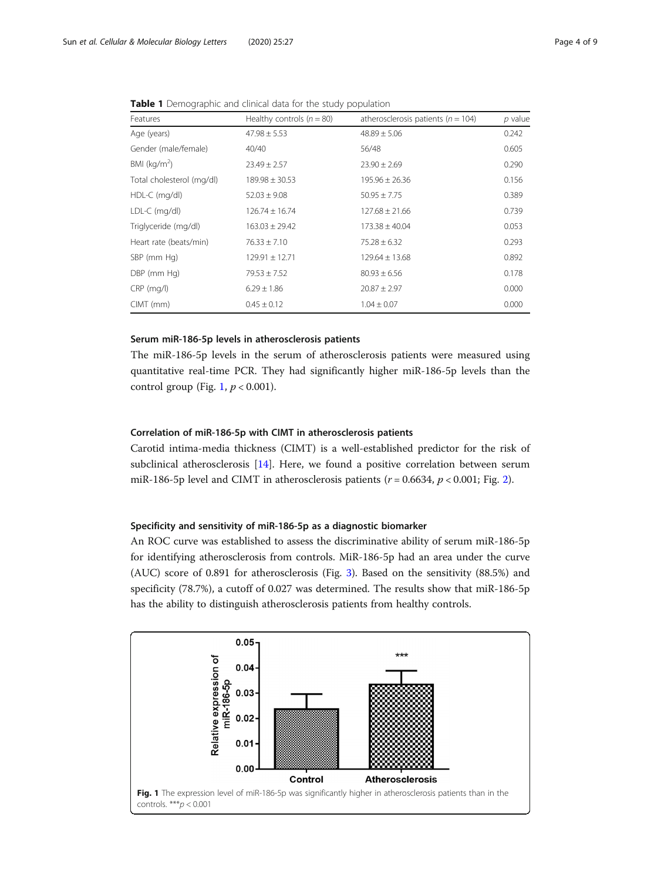**Table 1** Demographic and clinical data for the study population

| Features | Healthy controls ($n = 80$) | atherosclerosis patients ($n = 104$) | $p$ value |
|---|---|---|---|
| Age (years) | 47.98 ± 5.53 | 48.89 ± 5.06 | 0.242 |
| Gender (male/female) | 40/40 | 56/48 | 0.605 |
| BMI (kg/m$^2$) | 23.49 ± 2.57 | 23.90 ± 2.69 | 0.290 |
| Total cholesterol (mg/dl) | 189.98 ± 30.53 | 195.96 ± 26.36 | 0.156 |
| HDL-C (mg/dl) | 52.03 ± 9.08 | 50.95 ± 7.75 | 0.389 |
| LDL-C (mg/dl) | 126.74 ± 16.74 | 127.68 ± 21.66 | 0.739 |
| Triglyceride (mg/dl) | 163.03 ± 29.42 | 173.38 ± 40.04 | 0.053 |
| Heart rate (beats/min) | 76.33 ± 7.10 | 75.28 ± 6.32 | 0.293 |
| SBP (mm Hg) | 129.91 ± 12.71 | 129.64 ± 13.68 | 0.892 |
| DBP (mm Hg) | 79.53 ± 7.52 | 80.93 ± 6.56 | 0.178 |
| CRP (mg/l) | 6.29 ± 1.86 | 20.87 ± 2.97 | 0.000 |
| CIMT (mm) | 0.45 ± 0.12 | 1.04 ± 0.07 | 0.000 |

### Serum miR-186-5p levels in atherosclerosis patients

The miR-186-5p levels in the serum of atherosclerosis patients were measured using quantitative real-time PCR. They had significantly higher miR-186-5p levels than the control group (Fig. 1, $p < 0.001$).

### Correlation of miR-186-5p with CIMT in atherosclerosis patients

Carotid intima-media thickness (CIMT) is a well-established predictor for the risk of subclinical atherosclerosis [14]. Here, we found a positive correlation between serum miR-186-5p level and CIMT in atherosclerosis patients ($r = 0.6634$, $p < 0.001$; Fig. 2).

### Specificity and sensitivity of miR-186-5p as a diagnostic biomarker

An ROC curve was established to assess the discriminative ability of serum miR-186-5p for identifying atherosclerosis from controls. MiR-186-5p had an area under the curve (AUC) score of 0.891 for atherosclerosis (Fig. 3). Based on the sensitivity (88.5%) and specificity (78.7%), a cutoff of 0.027 was determined. The results show that miR-186-5p has the ability to distinguish atherosclerosis patients from healthy controls.

**Fig. 1** The expression level of miR-186-5p was significantly higher in atherosclerosis patients than in the controls. ***$p < 0.001$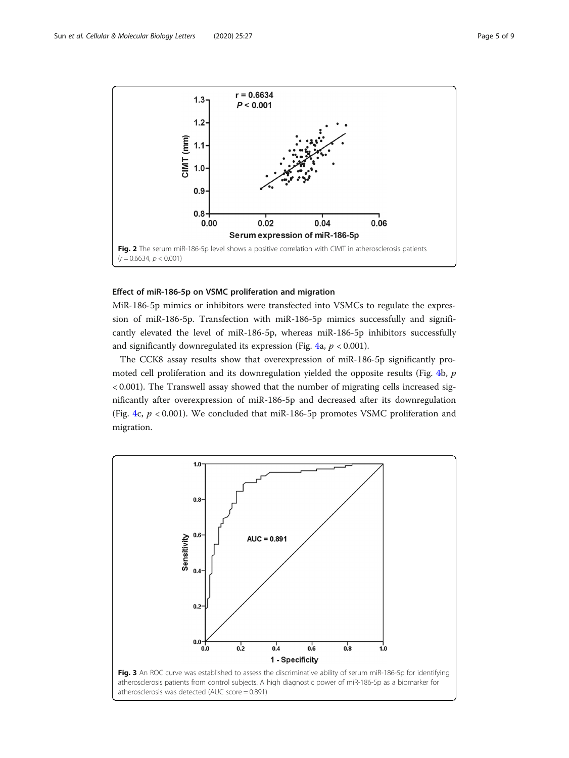Fig. 2 The serum miR-186-5p level shows a positive correlation with CIMT in atherosclerosis patients ($r = 0.6634$, $p < 0.001$)

## Effect of miR-186-5p on VSMC proliferation and migration

MiR-186-5p mimics or inhibitors were transfected into VSMCs to regulate the expression of miR-186-5p. Transfection with miR-186-5p mimics successfully and significantly elevated the level of miR-186-5p, whereas miR-186-5p inhibitors successfully and significantly downregulated its expression (Fig. 4a, $p < 0.001$).

The CCK8 assay results show that overexpression of miR-186-5p significantly promoted cell proliferation and its downregulation yielded the opposite results (Fig. 4b, $p < 0.001$). The Transwell assay showed that the number of migrating cells increased significantly after overexpression of miR-186-5p and decreased after its downregulation (Fig. 4c, $p < 0.001$). We concluded that miR-186-5p promotes VSMC proliferation and migration.

Fig. 3 An ROC curve was established to assess the discriminative ability of serum miR-186-5p for identifying atherosclerosis patients from control subjects. A high diagnostic power of miR-186-5p as a biomarker for atherosclerosis was detected (AUC score = 0.891)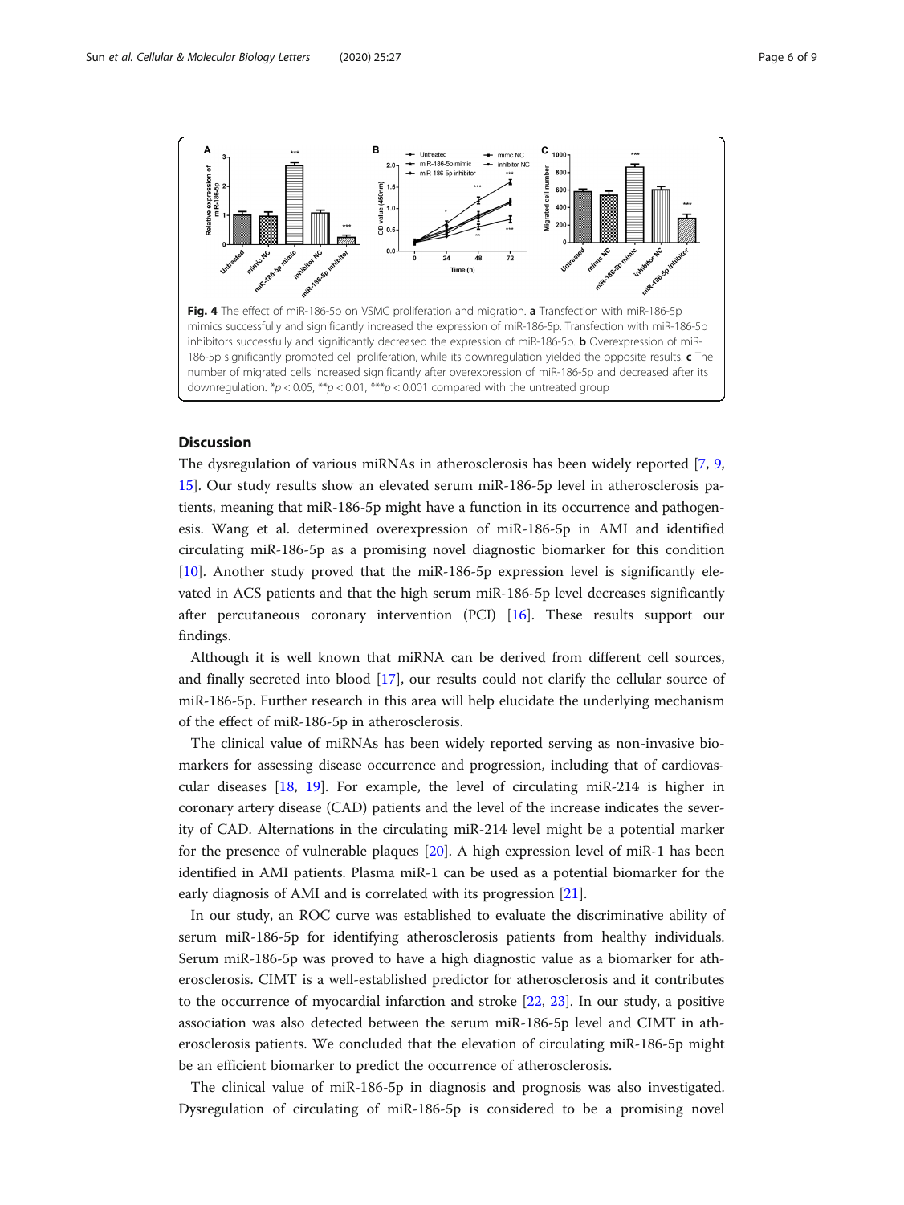**Fig. 4** The effect of miR-186-5p on VSMC proliferation and migration. **a** Transfection with miR-186-5p mimics successfully and significantly increased the expression of miR-186-5p. Transfection with miR-186-5p inhibitors successfully and significantly decreased the expression of miR-186-5p. **b** Overexpression of miR-186-5p significantly promoted cell proliferation, while its downregulation yielded the opposite results. **c** The number of migrated cells increased significantly after overexpression of miR-186-5p and decreased after its downregulation. *$p < 0.05$, **$p < 0.01$, ***$p < 0.001$ compared with the untreated group

## Discussion

The dysregulation of various miRNAs in atherosclerosis has been widely reported [7, 9, 15]. Our study results show an elevated serum miR-186-5p level in atherosclerosis patients, meaning that miR-186-5p might have a function in its occurrence and pathogenesis. Wang et al. determined overexpression of miR-186-5p in AMI and identified circulating miR-186-5p as a promising novel diagnostic biomarker for this condition [10]. Another study proved that the miR-186-5p expression level is significantly elevated in ACS patients and that the high serum miR-186-5p level decreases significantly after percutaneous coronary intervention (PCI) [16]. These results support our findings.

Although it is well known that miRNA can be derived from different cell sources, and finally secreted into blood [17], our results could not clarify the cellular source of miR-186-5p. Further research in this area will help elucidate the underlying mechanism of the effect of miR-186-5p in atherosclerosis.

The clinical value of miRNAs has been widely reported serving as non-invasive biomarkers for assessing disease occurrence and progression, including that of cardiovascular diseases [18, 19]. For example, the level of circulating miR-214 is higher in coronary artery disease (CAD) patients and the level of the increase indicates the severity of CAD. Alternations in the circulating miR-214 level might be a potential marker for the presence of vulnerable plaques [20]. A high expression level of miR-1 has been identified in AMI patients. Plasma miR-1 can be used as a potential biomarker for the early diagnosis of AMI and is correlated with its progression [21].

In our study, an ROC curve was established to evaluate the discriminative ability of serum miR-186-5p for identifying atherosclerosis patients from healthy individuals. Serum miR-186-5p was proved to have a high diagnostic value as a biomarker for atherosclerosis. CIMT is a well-established predictor for atherosclerosis and it contributes to the occurrence of myocardial infarction and stroke [22, 23]. In our study, a positive association was also detected between the serum miR-186-5p level and CIMT in atherosclerosis patients. We concluded that the elevation of circulating miR-186-5p might be an efficient biomarker to predict the occurrence of atherosclerosis.

The clinical value of miR-186-5p in diagnosis and prognosis was also investigated. Dysregulation of circulating of miR-186-5p is considered to be a promising novel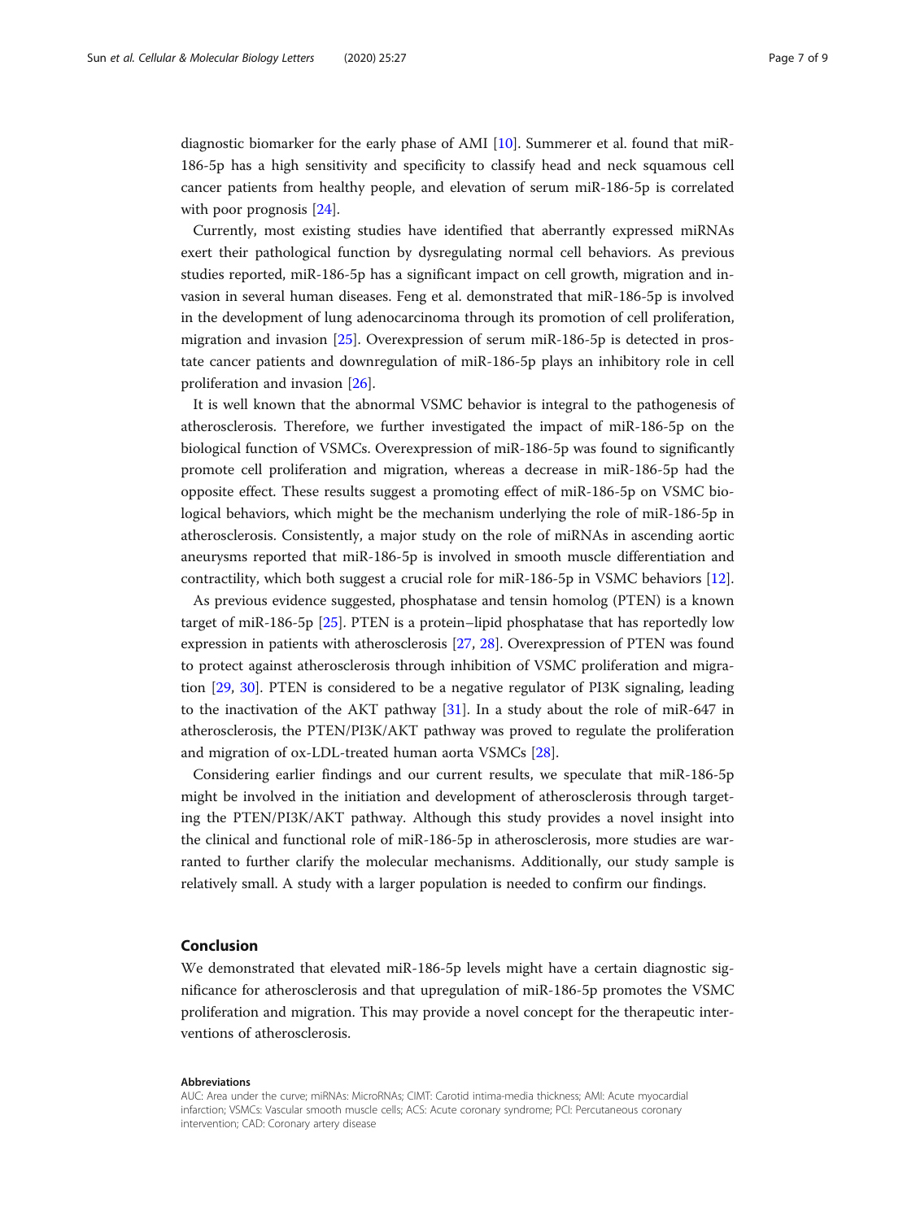diagnostic biomarker for the early phase of AMI [10]. Summerer et al. found that miR-186-5p has a high sensitivity and specificity to classify head and neck squamous cell cancer patients from healthy people, and elevation of serum miR-186-5p is correlated with poor prognosis [24].

Currently, most existing studies have identified that aberrantly expressed miRNAs exert their pathological function by dysregulating normal cell behaviors. As previous studies reported, miR-186-5p has a significant impact on cell growth, migration and invasion in several human diseases. Feng et al. demonstrated that miR-186-5p is involved in the development of lung adenocarcinoma through its promotion of cell proliferation, migration and invasion [25]. Overexpression of serum miR-186-5p is detected in prostate cancer patients and downregulation of miR-186-5p plays an inhibitory role in cell proliferation and invasion [26].

It is well known that the abnormal VSMC behavior is integral to the pathogenesis of atherosclerosis. Therefore, we further investigated the impact of miR-186-5p on the biological function of VSMCs. Overexpression of miR-186-5p was found to significantly promote cell proliferation and migration, whereas a decrease in miR-186-5p had the opposite effect. These results suggest a promoting effect of miR-186-5p on VSMC biological behaviors, which might be the mechanism underlying the role of miR-186-5p in atherosclerosis. Consistently, a major study on the role of miRNAs in ascending aortic aneurysms reported that miR-186-5p is involved in smooth muscle differentiation and contractility, which both suggest a crucial role for miR-186-5p in VSMC behaviors [12].

As previous evidence suggested, phosphatase and tensin homolog (PTEN) is a known target of miR-186-5p [25]. PTEN is a protein–lipid phosphatase that has reportedly low expression in patients with atherosclerosis [27, 28]. Overexpression of PTEN was found to protect against atherosclerosis through inhibition of VSMC proliferation and migration [29, 30]. PTEN is considered to be a negative regulator of PI3K signaling, leading to the inactivation of the AKT pathway [31]. In a study about the role of miR-647 in atherosclerosis, the PTEN/PI3K/AKT pathway was proved to regulate the proliferation and migration of ox-LDL-treated human aorta VSMCs [28].

Considering earlier findings and our current results, we speculate that miR-186-5p might be involved in the initiation and development of atherosclerosis through targeting the PTEN/PI3K/AKT pathway. Although this study provides a novel insight into the clinical and functional role of miR-186-5p in atherosclerosis, more studies are warranted to further clarify the molecular mechanisms. Additionally, our study sample is relatively small. A study with a larger population is needed to confirm our findings.

## Conclusion

We demonstrated that elevated miR-186-5p levels might have a certain diagnostic significance for atherosclerosis and that upregulation of miR-186-5p promotes the VSMC proliferation and migration. This may provide a novel concept for the therapeutic interventions of atherosclerosis.

**Abbreviations**

AUC: Area under the curve; miRNAs: MicroRNAs; CIMT: Carotid intima-media thickness; AMI: Acute myocardial infarction; VSMCs: Vascular smooth muscle cells; ACS: Acute coronary syndrome; PCI: Percutaneous coronary intervention; CAD: Coronary artery disease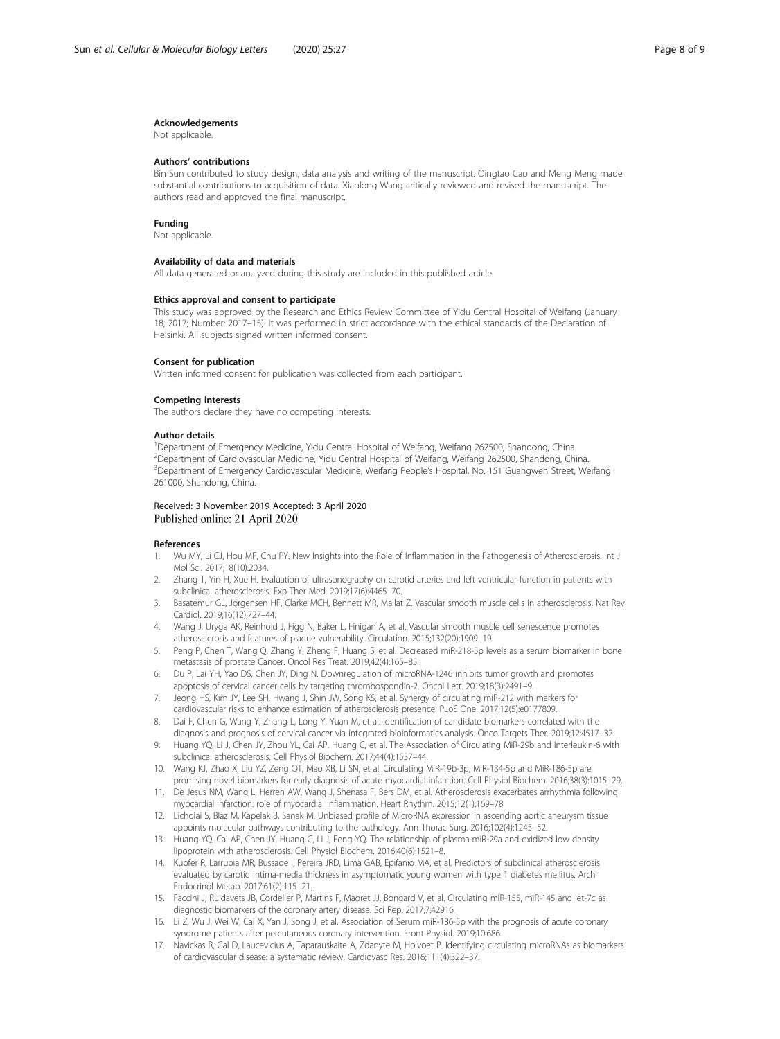## Acknowledgements

Not applicable.

## Authors' contributions

Bin Sun contributed to study design, data analysis and writing of the manuscript. Qingtao Cao and Meng Meng made substantial contributions to acquisition of data. Xiaolong Wang critically reviewed and revised the manuscript. The authors read and approved the final manuscript.

## Funding

Not applicable.

## Availability of data and materials

All data generated or analyzed during this study are included in this published article.

## Ethics approval and consent to participate

This study was approved by the Research and Ethics Review Committee of Yidu Central Hospital of Weifang (January 18, 2017; Number: 2017–15). It was performed in strict accordance with the ethical standards of the Declaration of Helsinki. All subjects signed written informed consent.

## Consent for publication

Written informed consent for publication was collected from each participant.

## Competing interests

The authors declare they have no competing interests.

## Author details

[1]Department of Emergency Medicine, Yidu Central Hospital of Weifang, Weifang 262500, Shandong, China. [2]Department of Cardiovascular Medicine, Yidu Central Hospital of Weifang, Weifang 262500, Shandong, China. [3]Department of Emergency Cardiovascular Medicine, Weifang People's Hospital, No. 151 Guangwen Street, Weifang 261000, Shandong, China.

Received: 3 November 2019 Accepted: 3 April 2020
Published online: 21 April 2020

## References

1. Wu MY, Li CJ, Hou MF, Chu PY. New Insights into the Role of Inflammation in the Pathogenesis of Atherosclerosis. Int J Mol Sci. 2017;18(10):2034.
2. Zhang T, Yin H, Xue H. Evaluation of ultrasonography on carotid arteries and left ventricular function in patients with subclinical atherosclerosis. Exp Ther Med. 2019;17(6):4465–70.
3. Basatemur GL, Jorgensen HF, Clarke MCH, Bennett MR, Mallat Z. Vascular smooth muscle cells in atherosclerosis. Nat Rev Cardiol. 2019;16(12):727–44.
4. Wang J, Uryga AK, Reinhold J, Figg N, Baker L, Finigan A, et al. Vascular smooth muscle cell senescence promotes atherosclerosis and features of plaque vulnerability. Circulation. 2015;132(20):1909–19.
5. Peng P, Chen T, Wang Q, Zhang Y, Zheng F, Huang S, et al. Decreased miR-218-5p levels as a serum biomarker in bone metastasis of prostate Cancer. Oncol Res Treat. 2019;42(4):165–85.
6. Du P, Lai YH, Yao DS, Chen JY, Ding N. Downregulation of microRNA-1246 inhibits tumor growth and promotes apoptosis of cervical cancer cells by targeting thrombospondin-2. Oncol Lett. 2019;18(3):2491–9.
7. Jeong HS, Kim JY, Lee SH, Hwang J, Shin JW, Song KS, et al. Synergy of circulating miR-212 with markers for cardiovascular risks to enhance estimation of atherosclerosis presence. PLoS One. 2017;12(5):e0177809.
8. Dai F, Chen G, Wang Y, Zhang L, Long Y, Yuan M, et al. Identification of candidate biomarkers correlated with the diagnosis and prognosis of cervical cancer via integrated bioinformatics analysis. Onco Targets Ther. 2019;12:4517–32.
9. Huang YQ, Li J, Chen JY, Zhou YL, Cai AP, Huang C, et al. The Association of Circulating MiR-29b and Interleukin-6 with subclinical atherosclerosis. Cell Physiol Biochem. 2017;44(4):1537–44.
10. Wang KJ, Zhao X, Liu YZ, Zeng QT, Mao XB, Li SN, et al. Circulating MiR-19b-3p, MiR-134-5p and MiR-186-5p are promising novel biomarkers for early diagnosis of acute myocardial infarction. Cell Physiol Biochem. 2016;38(3):1015–29.
11. De Jesus NM, Wang L, Herren AW, Wang J, Shenasa F, Bers DM, et al. Atherosclerosis exacerbates arrhythmia following myocardial infarction: role of myocardial inflammation. Heart Rhythm. 2015;12(1):169–78.
12. Licholai S, Blaz M, Kapelak B, Sanak M. Unbiased profile of MicroRNA expression in ascending aortic aneurysm tissue appoints molecular pathways contributing to the pathology. Ann Thorac Surg. 2016;102(4):1245–52.
13. Huang YQ, Cai AP, Chen JY, Huang C, Li J, Feng YQ. The relationship of plasma miR-29a and oxidized low density lipoprotein with atherosclerosis. Cell Physiol Biochem. 2016;40(6):1521–8.
14. Kupfer R, Larrubia MR, Bussade I, Pereira JRD, Lima GAB, Epifanio MA, et al. Predictors of subclinical atherosclerosis evaluated by carotid intima-media thickness in asymptomatic young women with type 1 diabetes mellitus. Arch Endocrinol Metab. 2017;61(2):115–21.
15. Faccini J, Ruidavets JB, Cordelier P, Martins F, Maoret JJ, Bongard V, et al. Circulating miR-155, miR-145 and let-7c as diagnostic biomarkers of the coronary artery disease. Sci Rep. 2017;7:42916.
16. Li Z, Wu J, Wei W, Cai X, Yan J, Song J, et al. Association of Serum miR-186-5p with the prognosis of acute coronary syndrome patients after percutaneous coronary intervention. Front Physiol. 2019;10:686.
17. Navickas R, Gal D, Laucevicius A, Taparauskaite A, Zdanyte M, Holvoet P. Identifying circulating microRNAs as biomarkers of cardiovascular disease: a systematic review. Cardiovasc Res. 2016;111(4):322–37.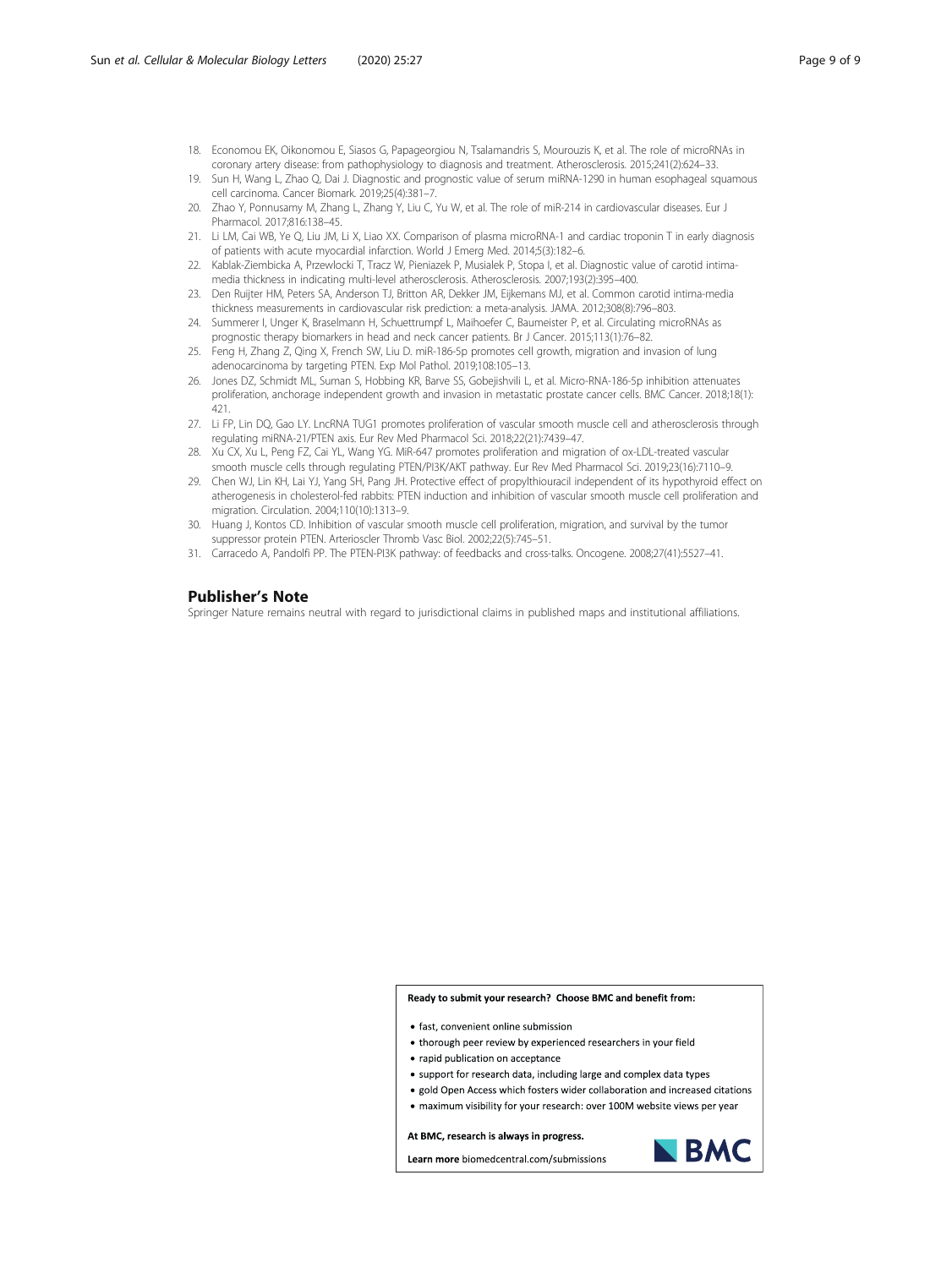18. Economou EK, Oikonomou E, Siasos G, Papageorgiou N, Tsalamandris S, Mourouzis K, et al. The role of microRNAs in coronary artery disease: from pathophysiology to diagnosis and treatment. Atherosclerosis. 2015;241(2):624–33.
19. Sun H, Wang L, Zhao Q, Dai J. Diagnostic and prognostic value of serum miRNA-1290 in human esophageal squamous cell carcinoma. Cancer Biomark. 2019;25(4):381–7.
20. Zhao Y, Ponnusamy M, Zhang L, Zhang Y, Liu C, Yu W, et al. The role of miR-214 in cardiovascular diseases. Eur J Pharmacol. 2017;816:138–45.
21. Li LM, Cai WB, Ye Q, Liu JM, Li X, Liao XX. Comparison of plasma microRNA-1 and cardiac troponin T in early diagnosis of patients with acute myocardial infarction. World J Emerg Med. 2014;5(3):182–6.
22. Kablak-Ziembicka A, Przewlocki T, Tracz W, Pieniazek P, Musialek P, Stopa I, et al. Diagnostic value of carotid intima-media thickness in indicating multi-level atherosclerosis. Atherosclerosis. 2007;193(2):395–400.
23. Den Ruijter HM, Peters SA, Anderson TJ, Britton AR, Dekker JM, Eijkemans MJ, et al. Common carotid intima-media thickness measurements in cardiovascular risk prediction: a meta-analysis. JAMA. 2012;308(8):796–803.
24. Summerer I, Unger K, Braselmann H, Schuettrumpf L, Maihoefer C, Baumeister P, et al. Circulating microRNAs as prognostic therapy biomarkers in head and neck cancer patients. Br J Cancer. 2015;113(1):76–82.
25. Feng H, Zhang Z, Qing X, French SW, Liu D. miR-186-5p promotes cell growth, migration and invasion of lung adenocarcinoma by targeting PTEN. Exp Mol Pathol. 2019;108:105–13.
26. Jones DZ, Schmidt ML, Suman S, Hobbing KR, Barve SS, Gobejishvili L, et al. Micro-RNA-186-5p inhibition attenuates proliferation, anchorage independent growth and invasion in metastatic prostate cancer cells. BMC Cancer. 2018;18(1):421.
27. Li FP, Lin DQ, Gao LY. LncRNA TUG1 promotes proliferation of vascular smooth muscle cell and atherosclerosis through regulating miRNA-21/PTEN axis. Eur Rev Med Pharmacol Sci. 2018;22(21):7439–47.
28. Xu CX, Xu L, Peng FZ, Cai YL, Wang YG. MiR-647 promotes proliferation and migration of ox-LDL-treated vascular smooth muscle cells through regulating PTEN/PI3K/AKT pathway. Eur Rev Med Pharmacol Sci. 2019;23(16):7110–9.
29. Chen WJ, Lin KH, Lai YJ, Yang SH, Pang JH. Protective effect of propylthiouracil independent of its hypothyroid effect on atherogenesis in cholesterol-fed rabbits: PTEN induction and inhibition of vascular smooth muscle cell proliferation and migration. Circulation. 2004;110(10):1313–9.
30. Huang J, Kontos CD. Inhibition of vascular smooth muscle cell proliferation, migration, and survival by the tumor suppressor protein PTEN. Arterioscler Thromb Vasc Biol. 2002;22(5):745–51.
31. Carracedo A, Pandolfi PP. The PTEN-PI3K pathway: of feedbacks and cross-talks. Oncogene. 2008;27(41):5527–41.

## Publisher's Note

Springer Nature remains neutral with regard to jurisdictional claims in published maps and institutional affiliations.

**Ready to submit your research? Choose BMC and benefit from:**

- fast, convenient online submission
- thorough peer review by experienced researchers in your field
- rapid publication on acceptance
- support for research data, including large and complex data types
- gold Open Access which fosters wider collaboration and increased citations
- maximum visibility for your research: over 100M website views per year

**At BMC, research is always in progress.**

**Learn more** biomedcentral.com/submissions

BMC